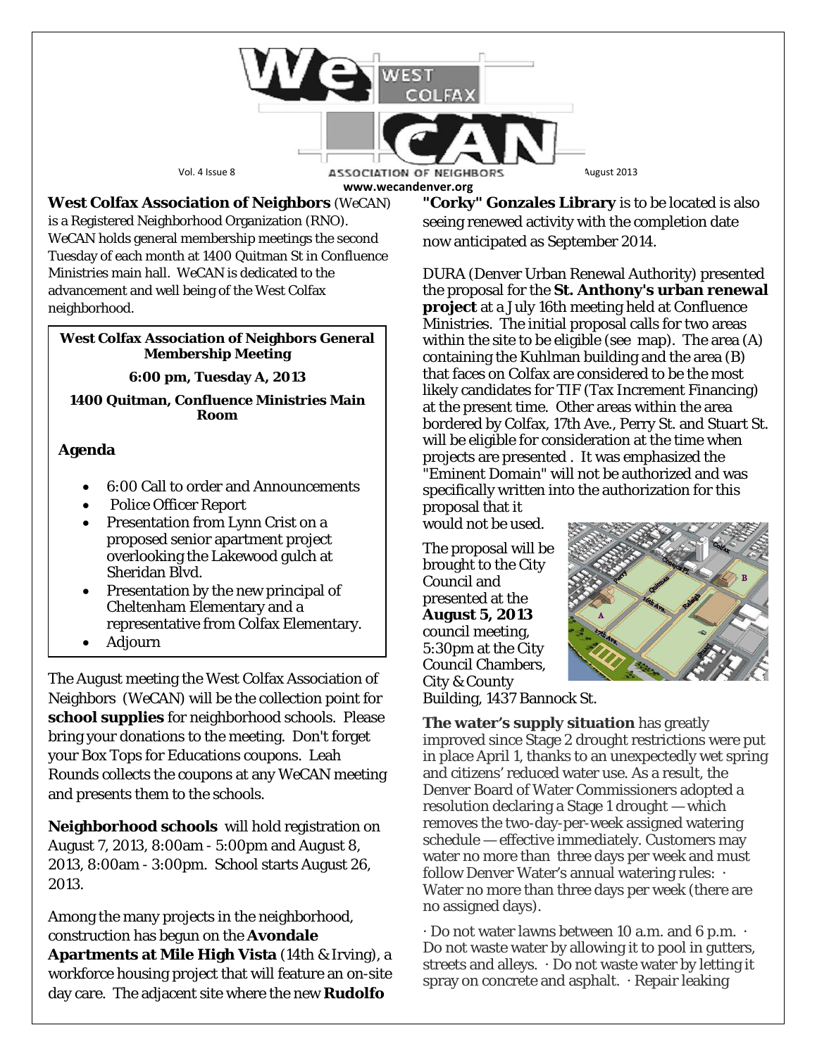# WeCAN — West Colfax Association of Neighbors

www.wecandenver.org

**West Colfax Association of Neighbors** (WeCAN) is a Registered Neighborhood Organization (RNO). WeCAN holds general membership meetings the second Tuesday of each month at 1400 Quitman St in Confluence Ministries main hall. WeCAN is dedicated to the advancement and well being of the West Colfax neighborhood.

> **West Colfax Association of Neighbors General Membership Meeting**
>
> **6:00 pm, Tuesday A, 2013**
>
> **1400 Quitman, Confluence Ministries Main Room**
>
> **Agenda**
>
> - 6:00 Call to order and Announcements
> - Police Officer Report
> - Presentation from Lynn Crist on a proposed senior apartment project overlooking the Lakewood gulch at Sheridan Blvd.
> - Presentation by the new principal of Cheltenham Elementary and a representative from Colfax Elementary.
> - Adjourn

The August meeting the West Colfax Association of Neighbors (WeCAN) will be the collection point for **school supplies** for neighborhood schools. Please bring your donations to the meeting. Don't forget your Box Tops for Educations coupons. Leah Rounds collects the coupons at any WeCAN meeting and presents them to the schools.

**Neighborhood schools** will hold registration on August 7, 2013, 8:00am - 5:00pm and August 8, 2013, 8:00am - 3:00pm. School starts August 26, 2013.

Among the many projects in the neighborhood, construction has begun on the **Avondale Apartments at Mile High Vista** (14th & Irving), a workforce housing project that will feature an on-site day care. The adjacent site where the new **Rudolfo "Corky" Gonzales Library** is to be located is also seeing renewed activity with the completion date now anticipated as September 2014.

DURA (Denver Urban Renewal Authority) presented the proposal for the **St. Anthony's urban renewal project** at a July 16th meeting held at Confluence Ministries. The initial proposal calls for two areas within the site to be eligible (see map). The area (A) containing the Kuhlman building and the area (B) that faces on Colfax are considered to be the most likely candidates for TIF (Tax Increment Financing) at the present time. Other areas within the area bordered by Colfax, 17th Ave., Perry St. and Stuart St. will be eligible for consideration at the time when projects are presented . It was emphasized the "Eminent Domain" will not be authorized and was specifically written into the authorization for this proposal that it would not be used.

The proposal will be brought to the City Council and presented at the **August 5, 2013** council meeting, 5:30pm at the City Council Chambers, City & County Building, 1437 Bannock St.

**The water's supply situation** has greatly improved since Stage 2 drought restrictions were put in place April 1, thanks to an unexpectedly wet spring and citizens' reduced water use. As a result, the Denver Board of Water Commissioners adopted a resolution declaring a Stage 1 drought — which removes the two-day-per-week assigned watering schedule — effective immediately. Customers may water no more than three days per week and must follow Denver Water's annual watering rules:

· Water no more than three days per week (there are no assigned days).

· Do not water lawns between 10 a.m. and 6 p.m. · Do not waste water by allowing it to pool in gutters, streets and alleys. · Do not waste water by letting it spray on concrete and asphalt. · Repair leaking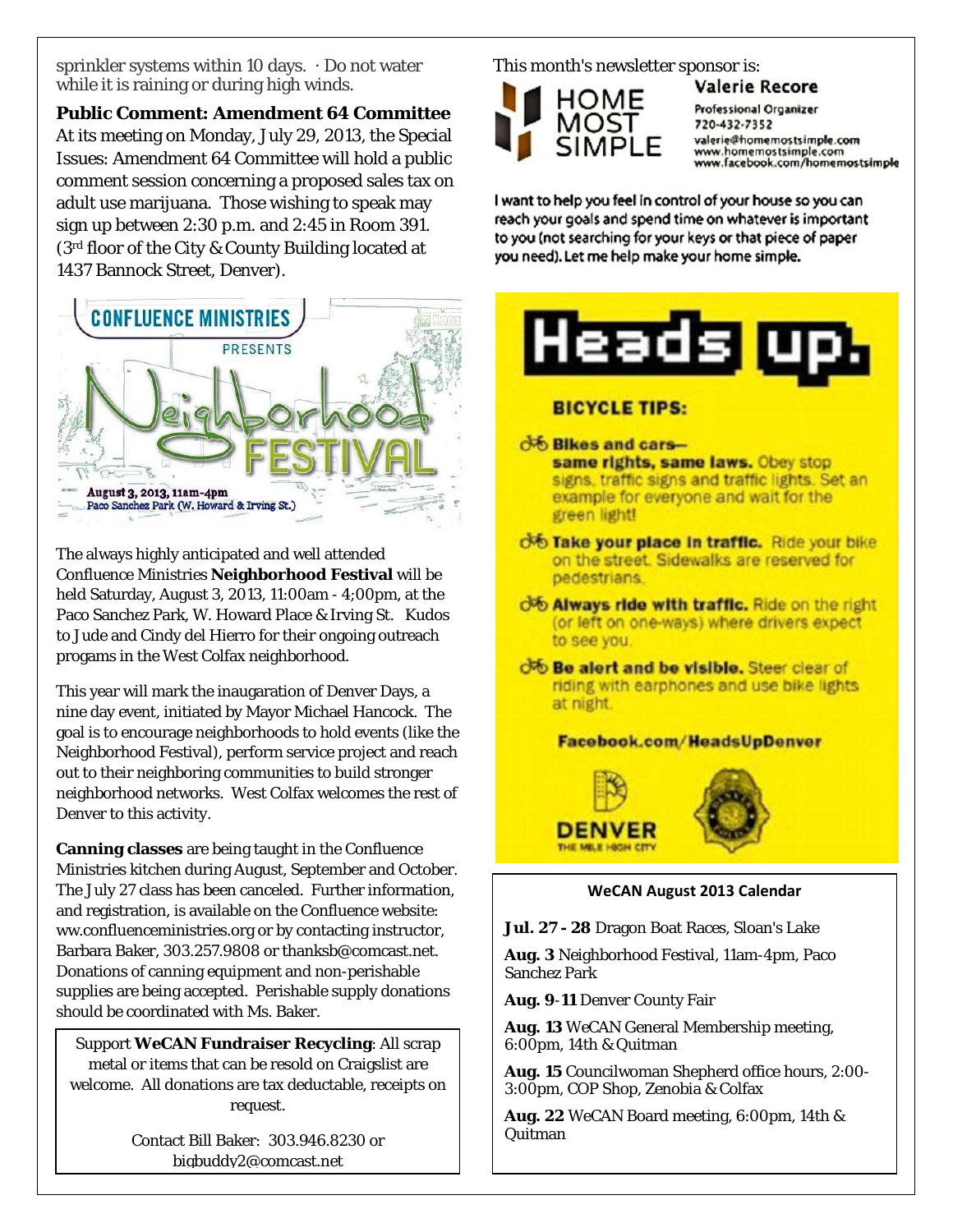sprinkler systems within 10 days. · Do not water while it is raining or during high winds.

**Public Comment: Amendment 64 Committee**
At its meeting on Monday, July 29, 2013, the Special Issues: Amendment 64 Committee will hold a public comment session concerning a proposed sales tax on adult use marijuana. Those wishing to speak may sign up between 2:30 p.m. and 2:45 in Room 391. (3rd floor of the City & County Building located at 1437 Bannock Street, Denver).

CONFLUENCE MINISTRIES
PRESENTS
Neighborhood FESTIVAL
August 3, 2013, 11am-4pm
Paco Sanchez Park (W. Howard & Irving St.)

The always highly anticipated and well attended Confluence Ministries **Neighborhood Festival** will be held Saturday, August 3, 2013, 11:00am - 4;00pm, at the Paco Sanchez Park, W. Howard Place & Irving St. Kudos to Jude and Cindy del Hierro for their ongoing outreach progams in the West Colfax neighborhood.

This year will mark the inaugaration of Denver Days, a nine day event, initiated by Mayor Michael Hancock. The goal is to encourage neighborhoods to hold events (like the Neighborhood Festival), perform service project and reach out to their neighboring communities to build stronger neighborhood networks. West Colfax welcomes the rest of Denver to this activity.

**Canning classes** are being taught in the Confluence Ministries kitchen during August, September and October. The July 27 class has been canceled. Further information, and registration, is available on the Confluence website: ww.confluenceministries.org or by contacting instructor, Barbara Baker, 303.257.9808 or thanksb@comcast.net. Donations of canning equipment and non-perishable supplies are being accepted. Perishable supply donations should be coordinated with Ms. Baker.

Support **WeCAN Fundraiser Recycling**: All scrap metal or items that can be resold on Craigslist are welcome. All donations are tax deductable, receipts on request.

Contact Bill Baker: 303.946.8230 or bigbuddy2@comcast.net

This month's newsletter sponsor is:

HOME MOST SIMPLE

**Valerie Recore**
Professional Organizer
720-432-7352
valerie@homemostsimple.com
www.homemostsimple.com
www.facebook.com/homemostsimple

I want to help you feel in control of your house so you can reach your goals and spend time on whatever is important to you (not searching for your keys or that piece of paper you need). Let me help make your home simple.

**Heads up.**

**BICYCLE TIPS:**

- **Bikes and cars— same rights, same laws.** Obey stop signs, traffic signs and traffic lights. Set an example for everyone and wait for the green light!
- **Take your place in traffic.** Ride your bike on the street. Sidewalks are reserved for pedestrians.
- **Always ride with traffic.** Ride on the right (or left on one-ways) where drivers expect to see you.
- **Be alert and be visible.** Steer clear of riding with earphones and use bike lights at night.

Facebook.com/HeadsUpDenver

DENVER
THE MILE HIGH CITY

**WeCAN August 2013 Calendar**

**Jul. 27 - 28** Dragon Boat Races, Sloan's Lake

**Aug. 3** Neighborhood Festival, 11am-4pm, Paco Sanchez Park

**Aug. 9-11** Denver County Fair

**Aug. 13** WeCAN General Membership meeting, 6:00pm, 14th & Quitman

**Aug. 15** Councilwoman Shepherd office hours, 2:00-3:00pm, COP Shop, Zenobia & Colfax

**Aug. 22** WeCAN Board meeting, 6:00pm, 14th & Quitman